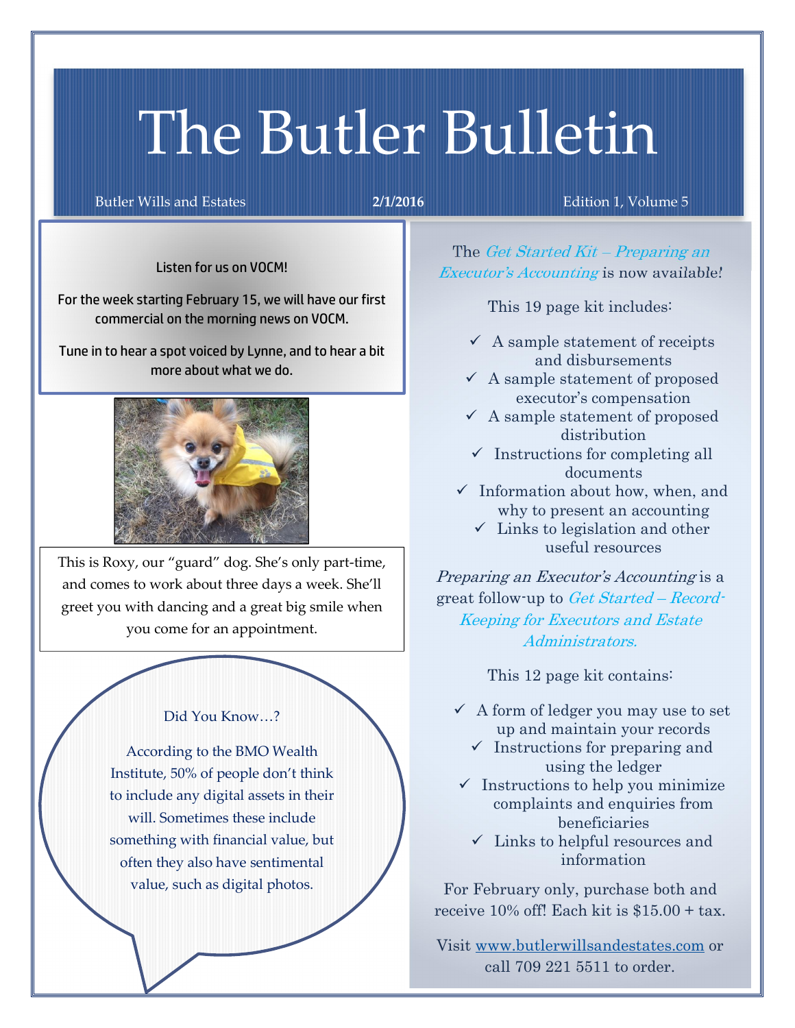# The Butler Bulletin

Butler Wills and Estates **2/1/2016** Edition 1, Volume 5

Listen for us on VOCM!

For the week starting February 15, we will have our first commercial on the morning news on VOCM.

Tune in to hear a spot voiced by Lynne, and to hear a bit more about what we do.

This is Roxy, our "guard" dog. She's only part-time, and comes to work about three days a week. She'll greet you with dancing and a great big smile when you come for an appointment.

Did You Know…?

According to the BMO Wealth Institute, 50% of people don't think to include any digital assets in their will. Sometimes these include something with financial value, but often they also have sentimental value, such as digital photos.

The *Get Started Kit – Preparing an Executor's Accounting* is now available!

This 19 page kit includes:

- ✓ A sample statement of receipts and disbursements
- ✓ A sample statement of proposed executor's compensation
- ✓ A sample statement of proposed distribution
- ✓ Instructions for completing all documents
- ✓ Information about how, when, and why to present an accounting
- ✓ Links to legislation and other useful resources

*Preparing an Executor's Accounting* is a great follow-up to *Get Started – Record-Keeping for Executors and Estate Administrators.*

This 12 page kit contains:

- ✓ A form of ledger you may use to set up and maintain your records
- ✓ Instructions for preparing and using the ledger
- ✓ Instructions to help you minimize complaints and enquiries from beneficiaries
- ✓ Links to helpful resources and information

For February only, purchase both and receive 10% off! Each kit is $15.00 + tax.

Visit www.butlerwillsandestates.com or call 709 221 5511 to order.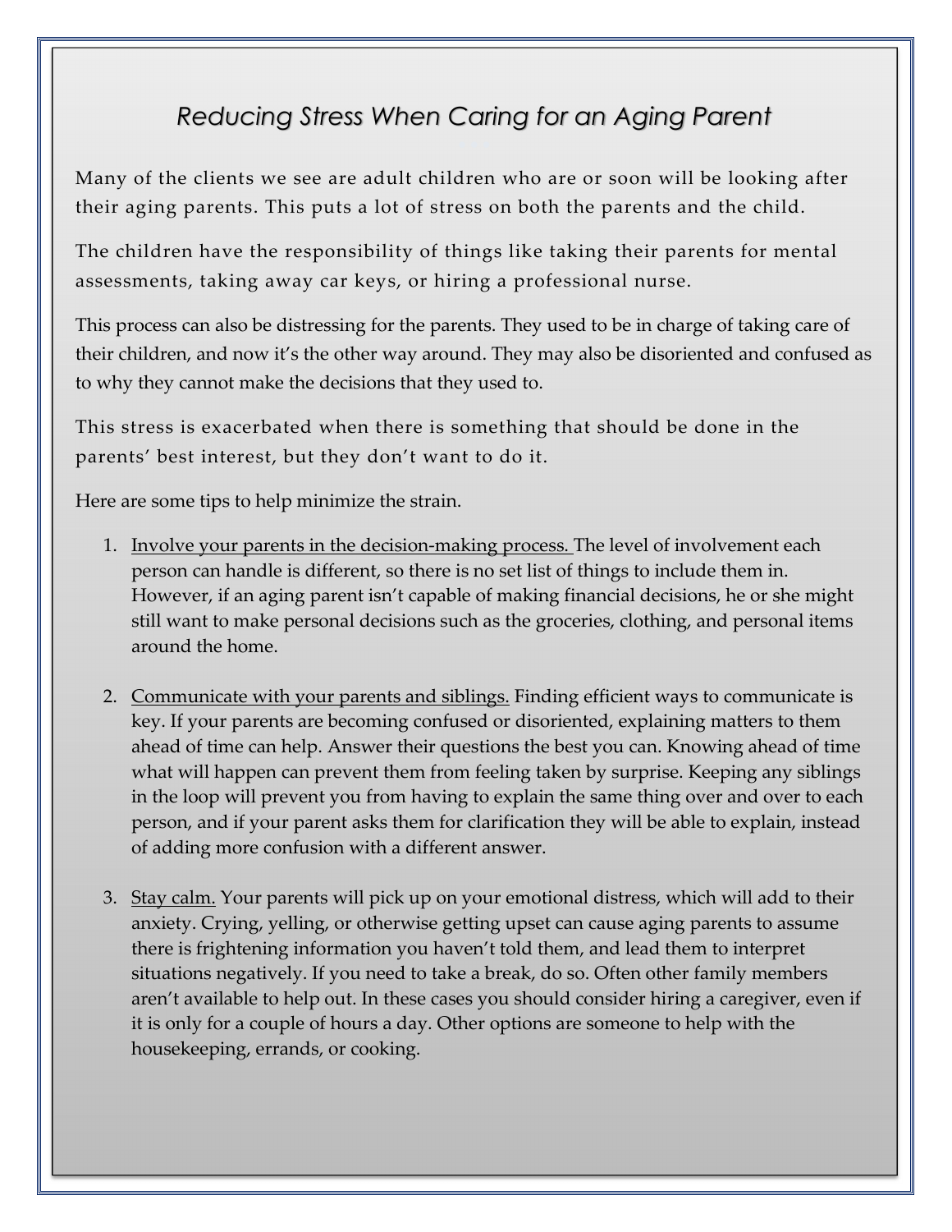# *Reducing Stress When Caring for an Aging Parent*

Many of the clients we see are adult children who are or soon will be looking after their aging parents. This puts a lot of stress on both the parents and the child.

The children have the responsibility of things like taking their parents for mental assessments, taking away car keys, or hiring a professional nurse.

This process can also be distressing for the parents. They used to be in charge of taking care of their children, and now it's the other way around. They may also be disoriented and confused as to why they cannot make the decisions that they used to.

This stress is exacerbated when there is something that should be done in the parents' best interest, but they don't want to do it.

Here are some tips to help minimize the strain.

1. <u>Involve your parents in the decision-making process.</u> The level of involvement each person can handle is different, so there is no set list of things to include them in. However, if an aging parent isn't capable of making financial decisions, he or she might still want to make personal decisions such as the groceries, clothing, and personal items around the home.

2. <u>Communicate with your parents and siblings.</u> Finding efficient ways to communicate is key. If your parents are becoming confused or disoriented, explaining matters to them ahead of time can help. Answer their questions the best you can. Knowing ahead of time what will happen can prevent them from feeling taken by surprise. Keeping any siblings in the loop will prevent you from having to explain the same thing over and over to each person, and if your parent asks them for clarification they will be able to explain, instead of adding more confusion with a different answer.

3. <u>Stay calm.</u> Your parents will pick up on your emotional distress, which will add to their anxiety. Crying, yelling, or otherwise getting upset can cause aging parents to assume there is frightening information you haven't told them, and lead them to interpret situations negatively. If you need to take a break, do so. Often other family members aren't available to help out. In these cases you should consider hiring a caregiver, even if it is only for a couple of hours a day. Other options are someone to help with the housekeeping, errands, or cooking.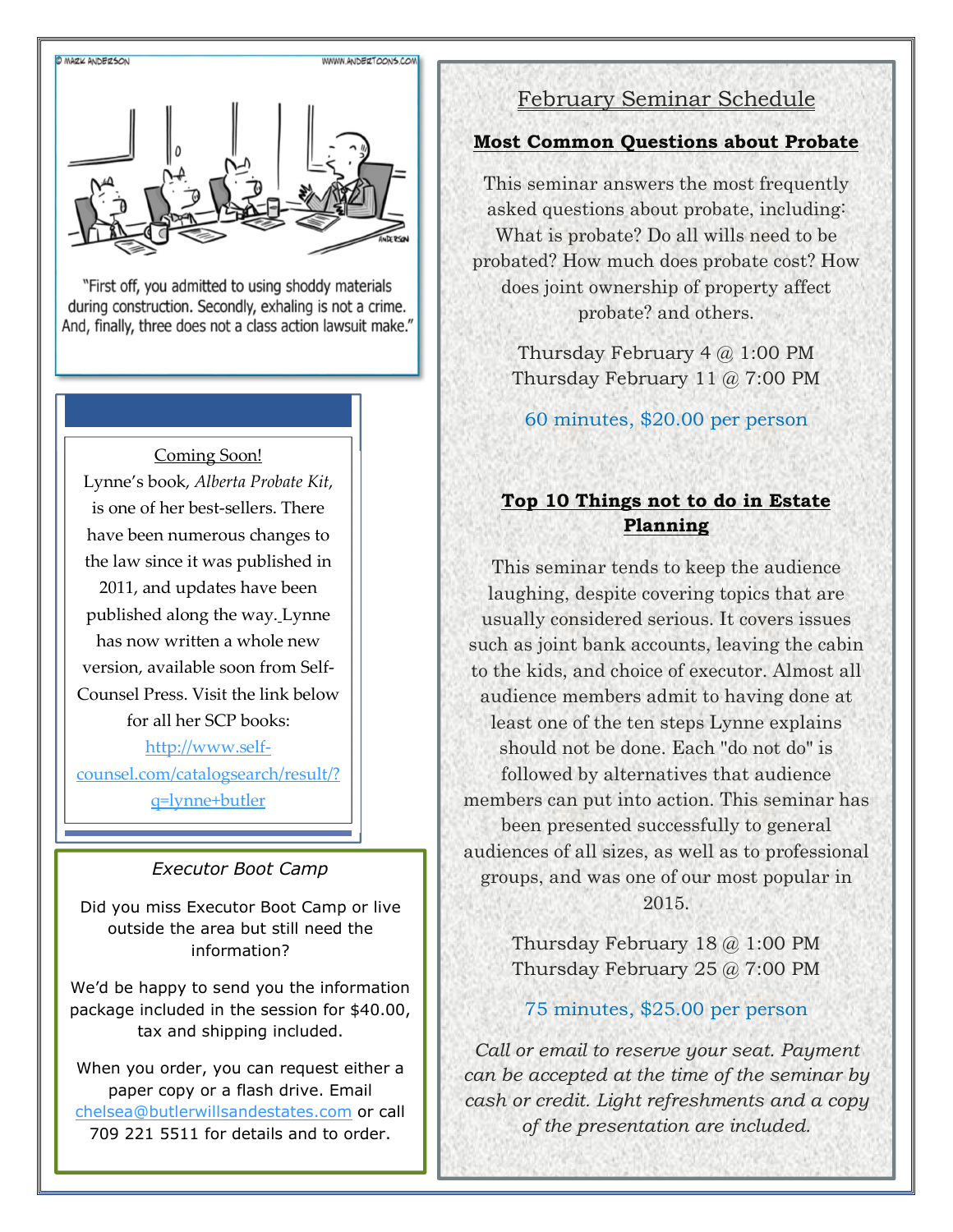© MARK ANDERSON WWW.ANDERTOONS.COM

"First off, you admitted to using shoddy materials during construction. Secondly, exhaling is not a crime. And, finally, three does not a class action lawsuit make."

Coming Soon!

Lynne's book, *Alberta Probate Kit*, is one of her best-sellers. There have been numerous changes to the law since it was published in 2011, and updates have been published along the way. Lynne has now written a whole new version, available soon from Self-Counsel Press. Visit the link below for all her SCP books: [http://www.self-counsel.com/catalogsearch/result/?q=lynne+butler](http://www.self-counsel.com/catalogsearch/result/?q=lynne+butler)

*Executor Boot Camp*

Did you miss Executor Boot Camp or live outside the area but still need the information?

We'd be happy to send you the information package included in the session for $40.00, tax and shipping included.

When you order, you can request either a paper copy or a flash drive. Email [chelsea@butlerwillsandestates.com](mailto:chelsea@butlerwillsandestates.com) or call 709 221 5511 for details and to order.

## February Seminar Schedule

### Most Common Questions about Probate

This seminar answers the most frequently asked questions about probate, including: What is probate? Do all wills need to be probated? How much does probate cost? How does joint ownership of property affect probate? and others.

Thursday February 4 @ 1:00 PM
Thursday February 11 @ 7:00 PM

60 minutes, $20.00 per person

### Top 10 Things not to do in Estate Planning

This seminar tends to keep the audience laughing, despite covering topics that are usually considered serious. It covers issues such as joint bank accounts, leaving the cabin to the kids, and choice of executor. Almost all audience members admit to having done at least one of the ten steps Lynne explains should not be done. Each "do not do" is followed by alternatives that audience members can put into action. This seminar has been presented successfully to general audiences of all sizes, as well as to professional groups, and was one of our most popular in 2015.

Thursday February 18 @ 1:00 PM
Thursday February 25 @ 7:00 PM

75 minutes, $25.00 per person

*Call or email to reserve your seat. Payment can be accepted at the time of the seminar by cash or credit. Light refreshments and a copy of the presentation are included.*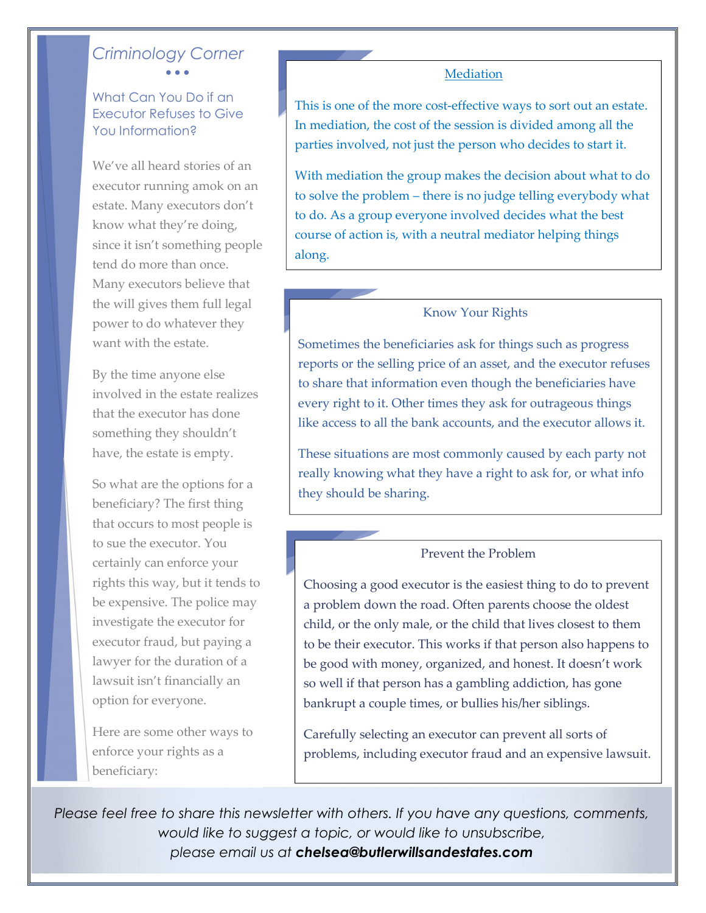## Criminology Corner

•••

### What Can You Do if an Executor Refuses to Give You Information?

We've all heard stories of an executor running amok on an estate. Many executors don't know what they're doing, since it isn't something people tend do more than once. Many executors believe that the will gives them full legal power to do whatever they want with the estate.

By the time anyone else involved in the estate realizes that the executor has done something they shouldn't have, the estate is empty.

So what are the options for a beneficiary? The first thing that occurs to most people is to sue the executor. You certainly can enforce your rights this way, but it tends to be expensive. The police may investigate the executor for executor fraud, but paying a lawyer for the duration of a lawsuit isn't financially an option for everyone.

Here are some other ways to enforce your rights as a beneficiary:

#### Mediation

This is one of the more cost-effective ways to sort out an estate. In mediation, the cost of the session is divided among all the parties involved, not just the person who decides to start it.

With mediation the group makes the decision about what to do to solve the problem – there is no judge telling everybody what to do. As a group everyone involved decides what the best course of action is, with a neutral mediator helping things along.

#### Know Your Rights

Sometimes the beneficiaries ask for things such as progress reports or the selling price of an asset, and the executor refuses to share that information even though the beneficiaries have every right to it. Other times they ask for outrageous things like access to all the bank accounts, and the executor allows it.

These situations are most commonly caused by each party not really knowing what they have a right to ask for, or what info they should be sharing.

#### Prevent the Problem

Choosing a good executor is the easiest thing to do to prevent a problem down the road. Often parents choose the oldest child, or the only male, or the child that lives closest to them to be their executor. This works if that person also happens to be good with money, organized, and honest. It doesn't work so well if that person has a gambling addiction, has gone bankrupt a couple times, or bullies his/her siblings.

Carefully selecting an executor can prevent all sorts of problems, including executor fraud and an expensive lawsuit.

*Please feel free to share this newsletter with others. If you have any questions, comments, would like to suggest a topic, or would like to unsubscribe, please email us at* ***chelsea@butlerwillsandestates.com***